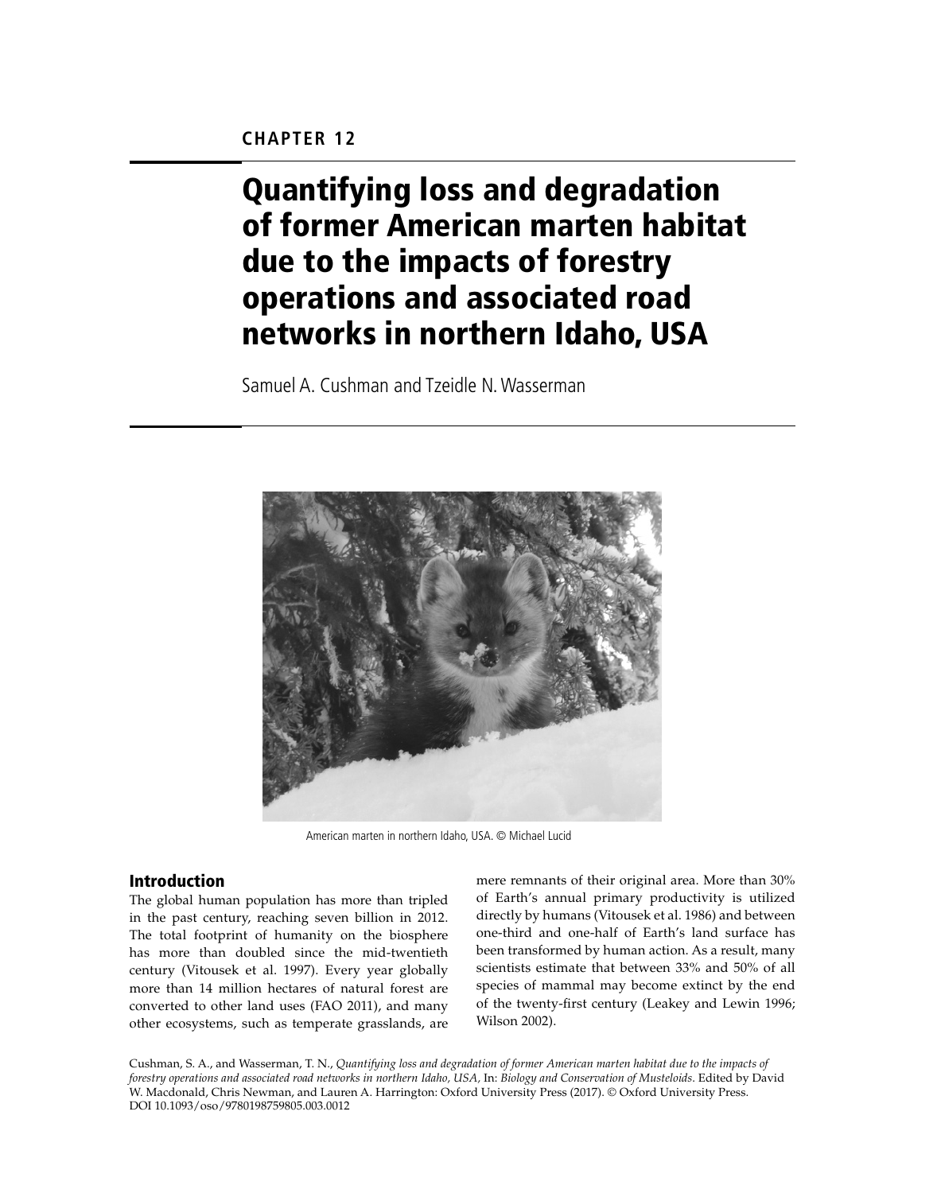CHAPTER 12

# Quantifying loss and degradation of former American marten habitat due to the impacts of forestry operations and associated road networks in northern Idaho, USA

Samuel A. Cushman and Tzeidle N. Wasserman

American marten in northern Idaho, USA. © Michael Lucid

## Introduction

The global human population has more than tripled in the past century, reaching seven billion in 2012. The total footprint of humanity on the biosphere has more than doubled since the mid-twentieth century (Vitousek et al. 1997). Every year globally more than 14 million hectares of natural forest are converted to other land uses (FAO 2011), and many other ecosystems, such as temperate grasslands, are mere remnants of their original area. More than 30% of Earth's annual primary productivity is utilized directly by humans (Vitousek et al. 1986) and between one-third and one-half of Earth's land surface has been transformed by human action. As a result, many scientists estimate that between 33% and 50% of all species of mammal may become extinct by the end of the twenty-first century (Leakey and Lewin 1996; Wilson 2002).

Cushman, S. A., and Wasserman, T. N., *Quantifying loss and degradation of former American marten habitat due to the impacts of forestry operations and associated road networks in northern Idaho, USA*, In: *Biology and Conservation of Musteloids*. Edited by David W. Macdonald, Chris Newman, and Lauren A. Harrington: Oxford University Press (2017). © Oxford University Press. DOI 10.1093/oso/9780198759805.003.0012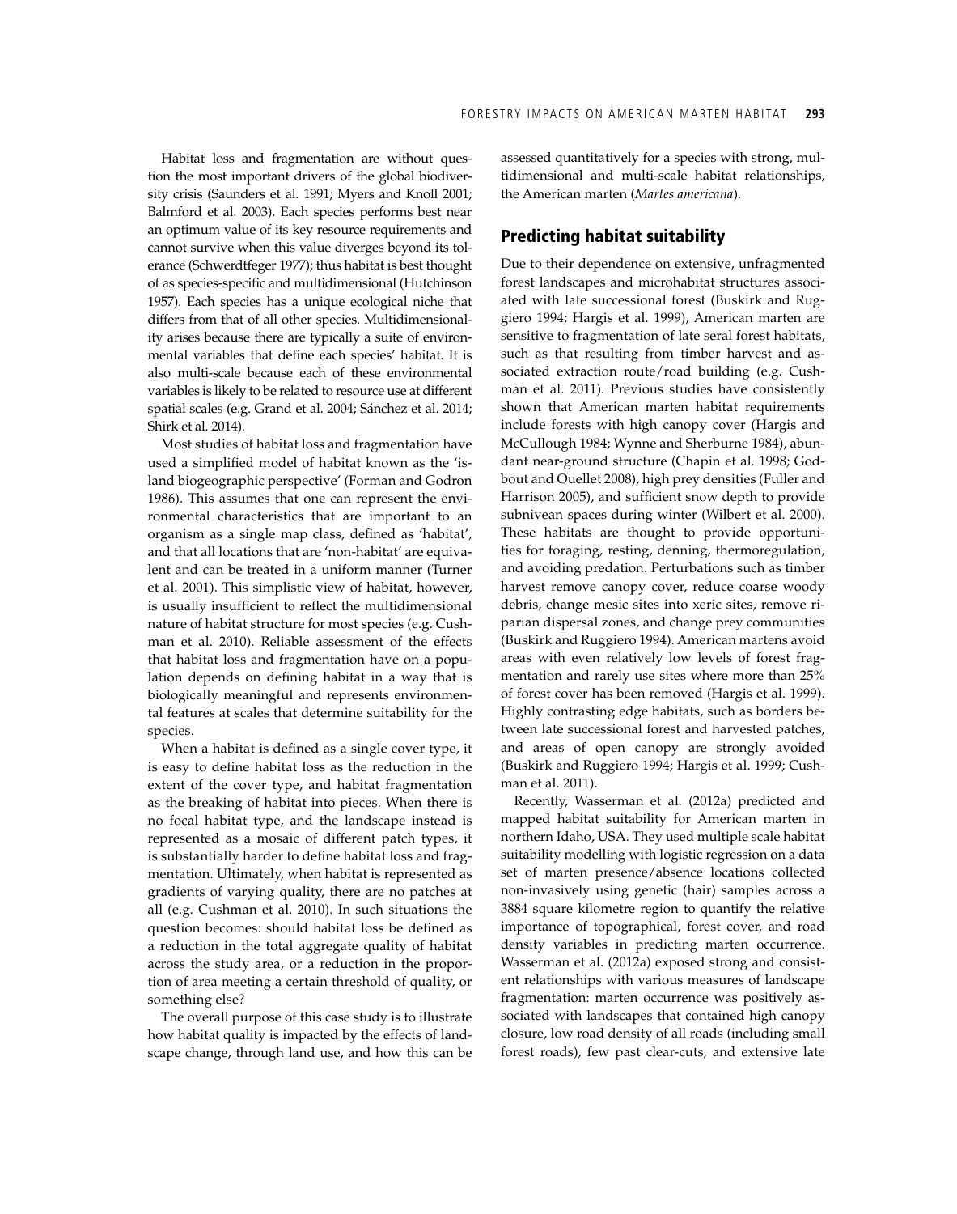Habitat loss and fragmentation are without question the most important drivers of the global biodiversity crisis (Saunders et al. 1991; Myers and Knoll 2001; Balmford et al. 2003). Each species performs best near an optimum value of its key resource requirements and cannot survive when this value diverges beyond its tolerance (Schwerdtfeger 1977); thus habitat is best thought of as species-specific and multidimensional (Hutchinson 1957). Each species has a unique ecological niche that differs from that of all other species. Multidimensionality arises because there are typically a suite of environmental variables that define each species' habitat. It is also multi-scale because each of these environmental variables is likely to be related to resource use at different spatial scales (e.g. Grand et al. 2004; Sánchez et al. 2014; Shirk et al. 2014).

Most studies of habitat loss and fragmentation have used a simplified model of habitat known as the 'island biogeographic perspective' (Forman and Godron 1986). This assumes that one can represent the environmental characteristics that are important to an organism as a single map class, defined as 'habitat', and that all locations that are 'non-habitat' are equivalent and can be treated in a uniform manner (Turner et al. 2001). This simplistic view of habitat, however, is usually insufficient to reflect the multidimensional nature of habitat structure for most species (e.g. Cushman et al. 2010). Reliable assessment of the effects that habitat loss and fragmentation have on a population depends on defining habitat in a way that is biologically meaningful and represents environmental features at scales that determine suitability for the species.

When a habitat is defined as a single cover type, it is easy to define habitat loss as the reduction in the extent of the cover type, and habitat fragmentation as the breaking of habitat into pieces. When there is no focal habitat type, and the landscape instead is represented as a mosaic of different patch types, it is substantially harder to define habitat loss and fragmentation. Ultimately, when habitat is represented as gradients of varying quality, there are no patches at all (e.g. Cushman et al. 2010). In such situations the question becomes: should habitat loss be defined as a reduction in the total aggregate quality of habitat across the study area, or a reduction in the proportion of area meeting a certain threshold of quality, or something else?

The overall purpose of this case study is to illustrate how habitat quality is impacted by the effects of landscape change, through land use, and how this can be assessed quantitatively for a species with strong, multidimensional and multi-scale habitat relationships, the American marten (*Martes americana*).

## Predicting habitat suitability

Due to their dependence on extensive, unfragmented forest landscapes and microhabitat structures associated with late successional forest (Buskirk and Ruggiero 1994; Hargis et al. 1999), American marten are sensitive to fragmentation of late seral forest habitats, such as that resulting from timber harvest and associated extraction route/road building (e.g. Cushman et al. 2011). Previous studies have consistently shown that American marten habitat requirements include forests with high canopy cover (Hargis and McCullough 1984; Wynne and Sherburne 1984), abundant near-ground structure (Chapin et al. 1998; Godbout and Ouellet 2008), high prey densities (Fuller and Harrison 2005), and sufficient snow depth to provide subnivean spaces during winter (Wilbert et al. 2000). These habitats are thought to provide opportunities for foraging, resting, denning, thermoregulation, and avoiding predation. Perturbations such as timber harvest remove canopy cover, reduce coarse woody debris, change mesic sites into xeric sites, remove riparian dispersal zones, and change prey communities (Buskirk and Ruggiero 1994). American martens avoid areas with even relatively low levels of forest fragmentation and rarely use sites where more than 25% of forest cover has been removed (Hargis et al. 1999). Highly contrasting edge habitats, such as borders between late successional forest and harvested patches, and areas of open canopy are strongly avoided (Buskirk and Ruggiero 1994; Hargis et al. 1999; Cushman et al. 2011).

Recently, Wasserman et al. (2012a) predicted and mapped habitat suitability for American marten in northern Idaho, USA. They used multiple scale habitat suitability modelling with logistic regression on a data set of marten presence/absence locations collected non-invasively using genetic (hair) samples across a 3884 square kilometre region to quantify the relative importance of topographical, forest cover, and road density variables in predicting marten occurrence. Wasserman et al. (2012a) exposed strong and consistent relationships with various measures of landscape fragmentation: marten occurrence was positively associated with landscapes that contained high canopy closure, low road density of all roads (including small forest roads), few past clear-cuts, and extensive late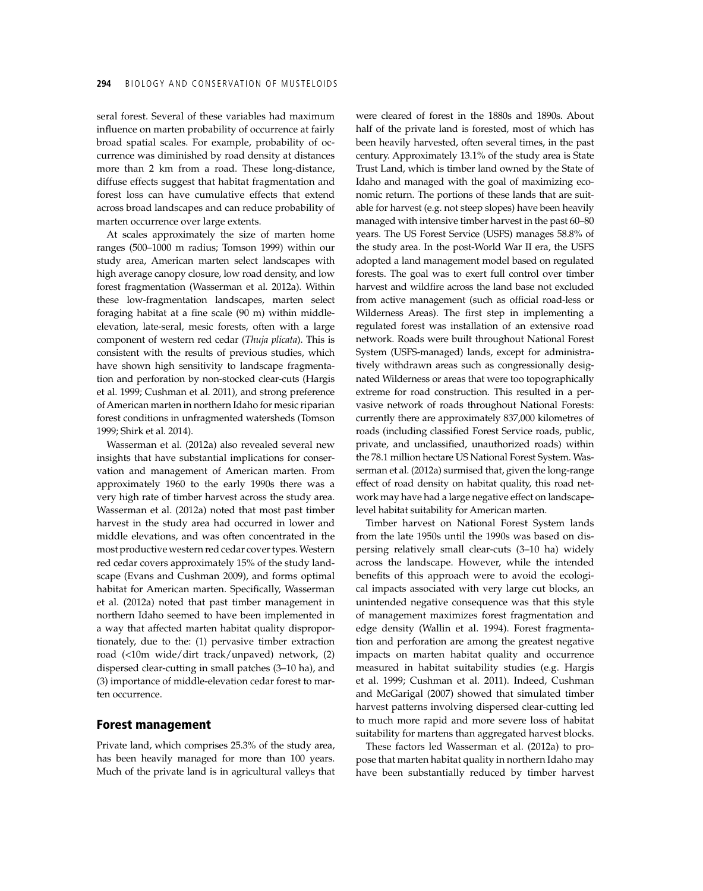seral forest. Several of these variables had maximum influence on marten probability of occurrence at fairly broad spatial scales. For example, probability of occurrence was diminished by road density at distances more than 2 km from a road. These long-distance, diffuse effects suggest that habitat fragmentation and forest loss can have cumulative effects that extend across broad landscapes and can reduce probability of marten occurrence over large extents.

At scales approximately the size of marten home ranges (500–1000 m radius; Tomson 1999) within our study area, American marten select landscapes with high average canopy closure, low road density, and low forest fragmentation (Wasserman et al. 2012a). Within these low-fragmentation landscapes, marten select foraging habitat at a fine scale (90 m) within middle-elevation, late-seral, mesic forests, often with a large component of western red cedar (*Thuja plicata*). This is consistent with the results of previous studies, which have shown high sensitivity to landscape fragmentation and perforation by non-stocked clear-cuts (Hargis et al. 1999; Cushman et al. 2011), and strong preference of American marten in northern Idaho for mesic riparian forest conditions in unfragmented watersheds (Tomson 1999; Shirk et al. 2014).

Wasserman et al. (2012a) also revealed several new insights that have substantial implications for conservation and management of American marten. From approximately 1960 to the early 1990s there was a very high rate of timber harvest across the study area. Wasserman et al. (2012a) noted that most past timber harvest in the study area had occurred in lower and middle elevations, and was often concentrated in the most productive western red cedar cover types. Western red cedar covers approximately 15% of the study landscape (Evans and Cushman 2009), and forms optimal habitat for American marten. Specifically, Wasserman et al. (2012a) noted that past timber management in northern Idaho seemed to have been implemented in a way that affected marten habitat quality disproportionately, due to the: (1) pervasive timber extraction road (<10m wide/dirt track/unpaved) network, (2) dispersed clear-cutting in small patches (3–10 ha), and (3) importance of middle-elevation cedar forest to marten occurrence.

## Forest management

Private land, which comprises 25.3% of the study area, has been heavily managed for more than 100 years. Much of the private land is in agricultural valleys that were cleared of forest in the 1880s and 1890s. About half of the private land is forested, most of which has been heavily harvested, often several times, in the past century. Approximately 13.1% of the study area is State Trust Land, which is timber land owned by the State of Idaho and managed with the goal of maximizing economic return. The portions of these lands that are suitable for harvest (e.g. not steep slopes) have been heavily managed with intensive timber harvest in the past 60–80 years. The US Forest Service (USFS) manages 58.8% of the study area. In the post-World War II era, the USFS adopted a land management model based on regulated forests. The goal was to exert full control over timber harvest and wildfire across the land base not excluded from active management (such as official road-less or Wilderness Areas). The first step in implementing a regulated forest was installation of an extensive road network. Roads were built throughout National Forest System (USFS-managed) lands, except for administratively withdrawn areas such as congressionally designated Wilderness or areas that were too topographically extreme for road construction. This resulted in a pervasive network of roads throughout National Forests: currently there are approximately 837,000 kilometres of roads (including classified Forest Service roads, public, private, and unclassified, unauthorized roads) within the 78.1 million hectare US National Forest System. Wasserman et al. (2012a) surmised that, given the long-range effect of road density on habitat quality, this road network may have had a large negative effect on landscape-level habitat suitability for American marten.

Timber harvest on National Forest System lands from the late 1950s until the 1990s was based on dispersing relatively small clear-cuts (3–10 ha) widely across the landscape. However, while the intended benefits of this approach were to avoid the ecological impacts associated with very large cut blocks, an unintended negative consequence was that this style of management maximizes forest fragmentation and edge density (Wallin et al. 1994). Forest fragmentation and perforation are among the greatest negative impacts on marten habitat quality and occurrence measured in habitat suitability studies (e.g. Hargis et al. 1999; Cushman et al. 2011). Indeed, Cushman and McGarigal (2007) showed that simulated timber harvest patterns involving dispersed clear-cutting led to much more rapid and more severe loss of habitat suitability for martens than aggregated harvest blocks.

These factors led Wasserman et al. (2012a) to propose that marten habitat quality in northern Idaho may have been substantially reduced by timber harvest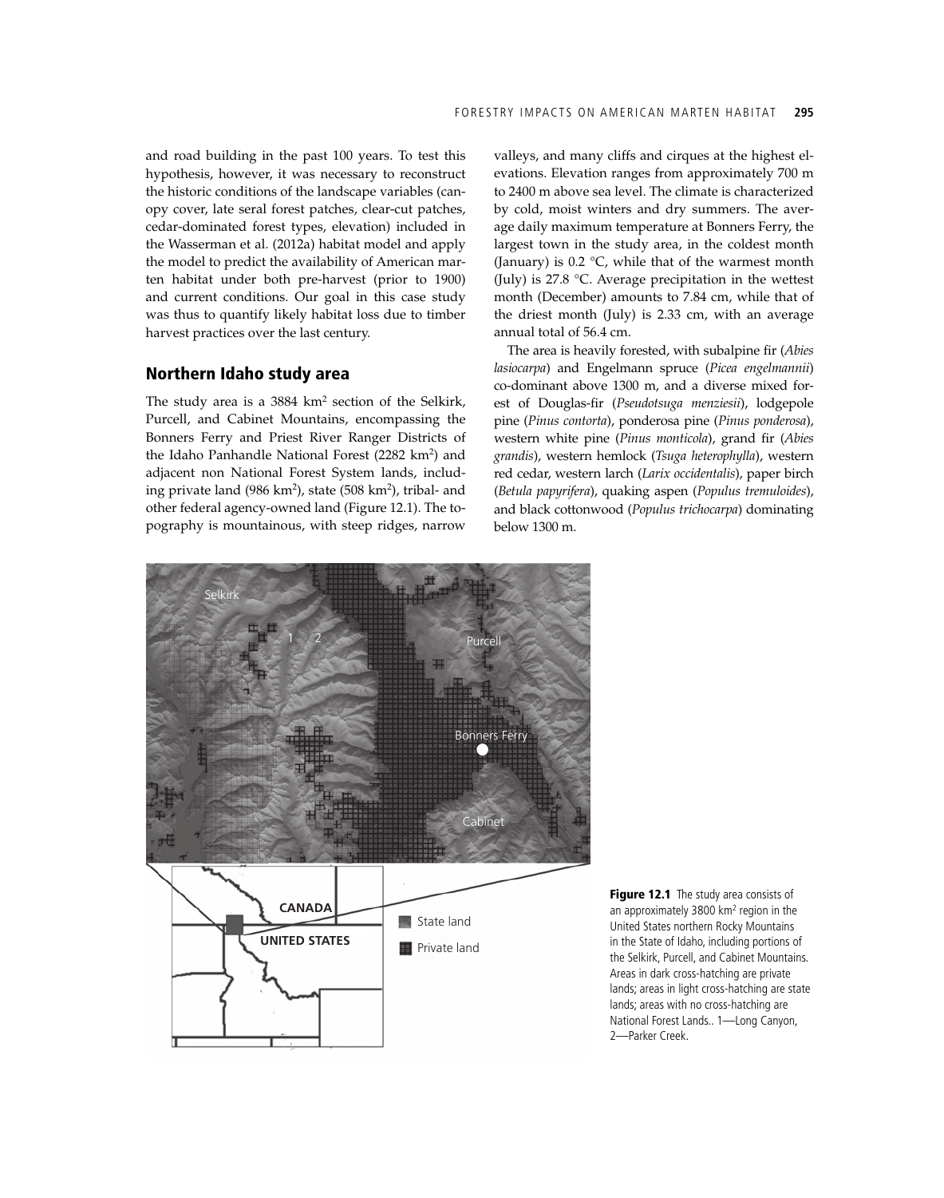and road building in the past 100 years. To test this hypothesis, however, it was necessary to reconstruct the historic conditions of the landscape variables (canopy cover, late seral forest patches, clear-cut patches, cedar-dominated forest types, elevation) included in the Wasserman et al. (2012a) habitat model and apply the model to predict the availability of American marten habitat under both pre-harvest (prior to 1900) and current conditions. Our goal in this case study was thus to quantify likely habitat loss due to timber harvest practices over the last century.

## Northern Idaho study area

The study area is a 3884 km$^2$ section of the Selkirk, Purcell, and Cabinet Mountains, encompassing the Bonners Ferry and Priest River Ranger Districts of the Idaho Panhandle National Forest (2282 km$^2$) and adjacent non National Forest System lands, including private land (986 km$^2$), state (508 km$^2$), tribal- and other federal agency-owned land (Figure 12.1). The topography is mountainous, with steep ridges, narrow valleys, and many cliffs and cirques at the highest elevations. Elevation ranges from approximately 700 m to 2400 m above sea level. The climate is characterized by cold, moist winters and dry summers. The average daily maximum temperature at Bonners Ferry, the largest town in the study area, in the coldest month (January) is 0.2 °C, while that of the warmest month (July) is 27.8 °C. Average precipitation in the wettest month (December) amounts to 7.84 cm, while that of the driest month (July) is 2.33 cm, with an average annual total of 56.4 cm.

The area is heavily forested, with subalpine fir (*Abies lasiocarpa*) and Engelmann spruce (*Picea engelmannii*) co-dominant above 1300 m, and a diverse mixed forest of Douglas-fir (*Pseudotsuga menziesii*), lodgepole pine (*Pinus contorta*), ponderosa pine (*Pinus ponderosa*), western white pine (*Pinus monticola*), grand fir (*Abies grandis*), western hemlock (*Tsuga heterophylla*), western red cedar, western larch (*Larix occidentalis*), paper birch (*Betula papyrifera*), quaking aspen (*Populus tremuloides*), and black cottonwood (*Populus trichocarpa*) dominating below 1300 m.

**Figure 12.1** The study area consists of an approximately 3800 km$^2$ region in the United States northern Rocky Mountains in the State of Idaho, including portions of the Selkirk, Purcell, and Cabinet Mountains. Areas in dark cross-hatching are private lands; areas in light cross-hatching are state lands; areas with no cross-hatching are National Forest Lands.. 1—Long Canyon, 2—Parker Creek.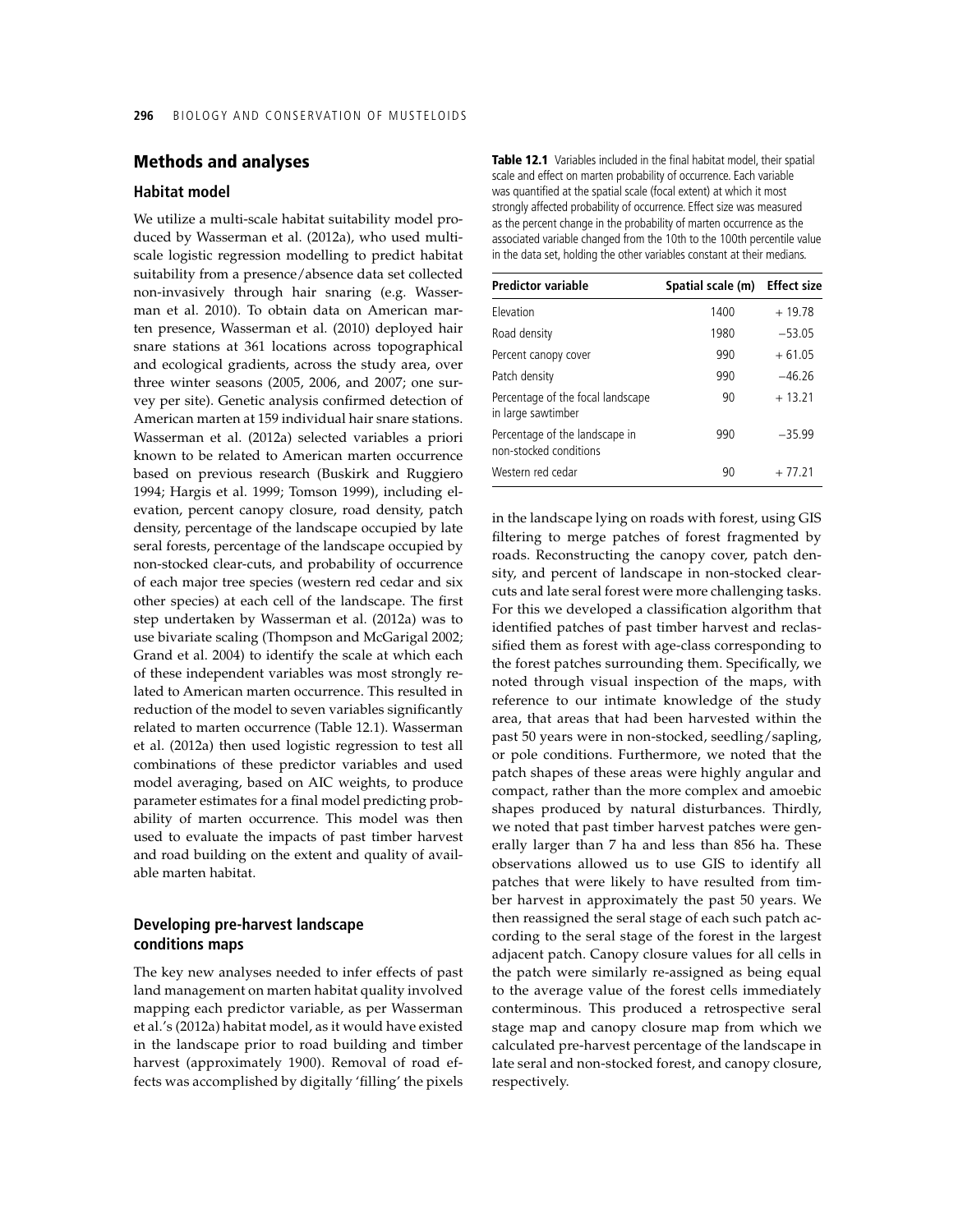## Methods and analyses

### Habitat model

We utilize a multi-scale habitat suitability model produced by Wasserman et al. (2012a), who used multi-scale logistic regression modelling to predict habitat suitability from a presence/absence data set collected non-invasively through hair snaring (e.g. Wasserman et al. 2010). To obtain data on American marten presence, Wasserman et al. (2010) deployed hair snare stations at 361 locations across topographical and ecological gradients, across the study area, over three winter seasons (2005, 2006, and 2007; one survey per site). Genetic analysis confirmed detection of American marten at 159 individual hair snare stations. Wasserman et al. (2012a) selected variables a priori known to be related to American marten occurrence based on previous research (Buskirk and Ruggiero 1994; Hargis et al. 1999; Tomson 1999), including elevation, percent canopy closure, road density, patch density, percentage of the landscape occupied by late seral forests, percentage of the landscape occupied by non-stocked clear-cuts, and probability of occurrence of each major tree species (western red cedar and six other species) at each cell of the landscape. The first step undertaken by Wasserman et al. (2012a) was to use bivariate scaling (Thompson and McGarigal 2002; Grand et al. 2004) to identify the scale at which each of these independent variables was most strongly related to American marten occurrence. This resulted in reduction of the model to seven variables significantly related to marten occurrence (Table 12.1). Wasserman et al. (2012a) then used logistic regression to test all combinations of these predictor variables and used model averaging, based on AIC weights, to produce parameter estimates for a final model predicting probability of marten occurrence. This model was then used to evaluate the impacts of past timber harvest and road building on the extent and quality of available marten habitat.

**Table 12.1** Variables included in the final habitat model, their spatial scale and effect on marten probability of occurrence. Each variable was quantified at the spatial scale (focal extent) at which it most strongly affected probability of occurrence. Effect size was measured as the percent change in the probability of marten occurrence as the associated variable changed from the 10th to the 100th percentile value in the data set, holding the other variables constant at their medians.

| Predictor variable | Spatial scale (m) | Effect size |
|---|---|---|
| Elevation | 1400 | + 19.78 |
| Road density | 1980 | −53.05 |
| Percent canopy cover | 990 | + 61.05 |
| Patch density | 990 | −46.26 |
| Percentage of the focal landscape in large sawtimber | 90 | + 13.21 |
| Percentage of the landscape in non-stocked conditions | 990 | −35.99 |
| Western red cedar | 90 | + 77.21 |

### Developing pre-harvest landscape conditions maps

The key new analyses needed to infer effects of past land management on marten habitat quality involved mapping each predictor variable, as per Wasserman et al.'s (2012a) habitat model, as it would have existed in the landscape prior to road building and timber harvest (approximately 1900). Removal of road effects was accomplished by digitally 'filling' the pixels in the landscape lying on roads with forest, using GIS filtering to merge patches of forest fragmented by roads. Reconstructing the canopy cover, patch density, and percent of landscape in non-stocked clear-cuts and late seral forest were more challenging tasks. For this we developed a classification algorithm that identified patches of past timber harvest and reclassified them as forest with age-class corresponding to the forest patches surrounding them. Specifically, we noted through visual inspection of the maps, with reference to our intimate knowledge of the study area, that areas that had been harvested within the past 50 years were in non-stocked, seedling/sapling, or pole conditions. Furthermore, we noted that the patch shapes of these areas were highly angular and compact, rather than the more complex and amoebic shapes produced by natural disturbances. Thirdly, we noted that past timber harvest patches were generally larger than 7 ha and less than 856 ha. These observations allowed us to use GIS to identify all patches that were likely to have resulted from timber harvest in approximately the past 50 years. We then reassigned the seral stage of each such patch according to the seral stage of the forest in the largest adjacent patch. Canopy closure values for all cells in the patch were similarly re-assigned as being equal to the average value of the forest cells immediately conterminous. This produced a retrospective seral stage map and canopy closure map from which we calculated pre-harvest percentage of the landscape in late seral and non-stocked forest, and canopy closure, respectively.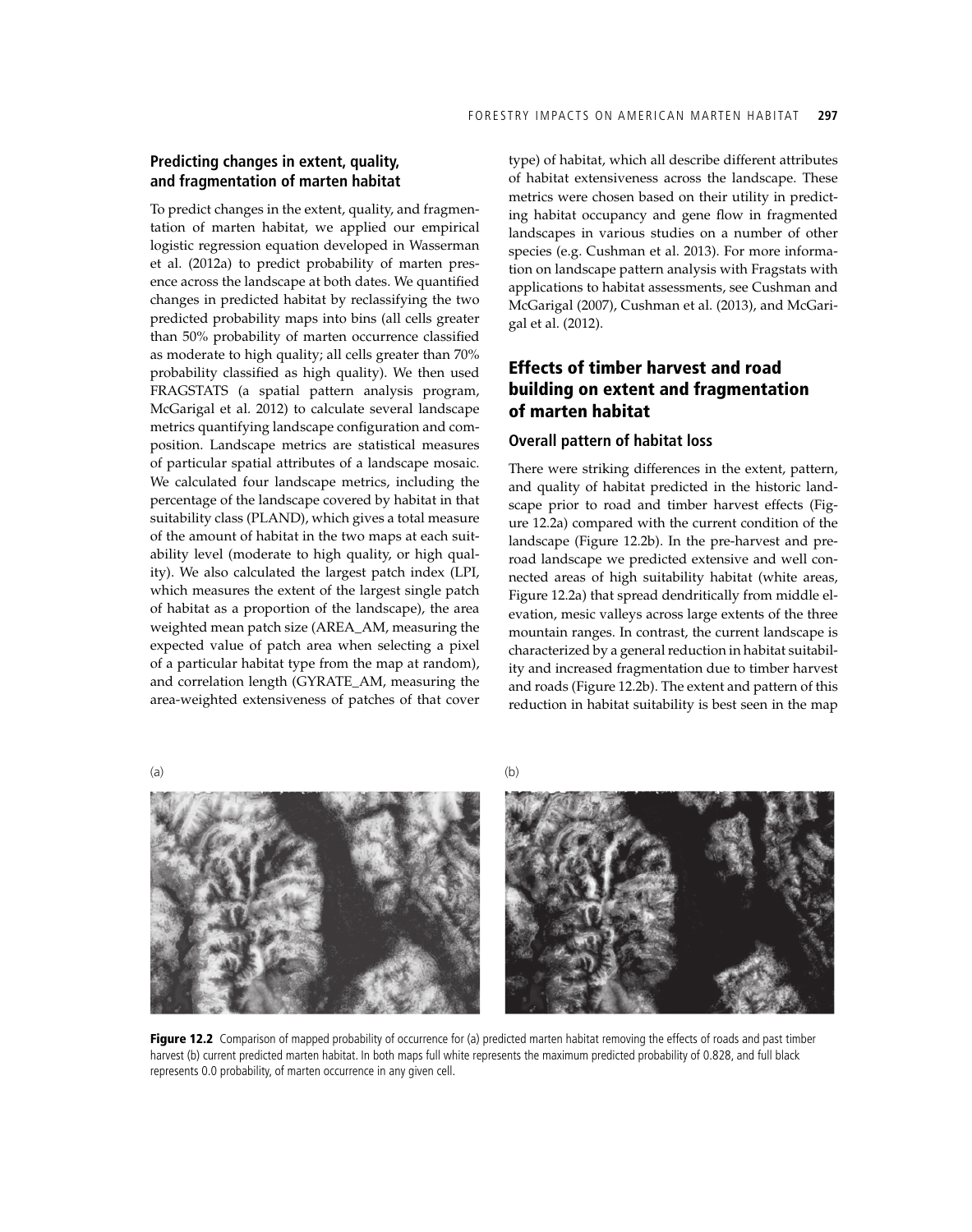## Predicting changes in extent, quality, and fragmentation of marten habitat

To predict changes in the extent, quality, and fragmentation of marten habitat, we applied our empirical logistic regression equation developed in Wasserman et al. (2012a) to predict probability of marten presence across the landscape at both dates. We quantified changes in predicted habitat by reclassifying the two predicted probability maps into bins (all cells greater than 50% probability of marten occurrence classified as moderate to high quality; all cells greater than 70% probability classified as high quality). We then used FRAGSTATS (a spatial pattern analysis program, McGarigal et al. 2012) to calculate several landscape metrics quantifying landscape configuration and composition. Landscape metrics are statistical measures of particular spatial attributes of a landscape mosaic. We calculated four landscape metrics, including the percentage of the landscape covered by habitat in that suitability class (PLAND), which gives a total measure of the amount of habitat in the two maps at each suitability level (moderate to high quality, or high quality). We also calculated the largest patch index (LPI, which measures the extent of the largest single patch of habitat as a proportion of the landscape), the area weighted mean patch size (AREA_AM, measuring the expected value of patch area when selecting a pixel of a particular habitat type from the map at random), and correlation length (GYRATE_AM, measuring the area-weighted extensiveness of patches of that cover type) of habitat, which all describe different attributes of habitat extensiveness across the landscape. These metrics were chosen based on their utility in predicting habitat occupancy and gene flow in fragmented landscapes in various studies on a number of other species (e.g. Cushman et al. 2013). For more information on landscape pattern analysis with Fragstats with applications to habitat assessments, see Cushman and McGarigal (2007), Cushman et al. (2013), and McGarigal et al. (2012).

## Effects of timber harvest and road building on extent and fragmentation of marten habitat

### Overall pattern of habitat loss

There were striking differences in the extent, pattern, and quality of habitat predicted in the historic landscape prior to road and timber harvest effects (Figure 12.2a) compared with the current condition of the landscape (Figure 12.2b). In the pre-harvest and pre-road landscape we predicted extensive and well connected areas of high suitability habitat (white areas, Figure 12.2a) that spread dendritically from middle elevation, mesic valleys across large extents of the three mountain ranges. In contrast, the current landscape is characterized by a general reduction in habitat suitability and increased fragmentation due to timber harvest and roads (Figure 12.2b). The extent and pattern of this reduction in habitat suitability is best seen in the map

(a)

(b)

**Figure 12.2** Comparison of mapped probability of occurrence for (a) predicted marten habitat removing the effects of roads and past timber harvest (b) current predicted marten habitat. In both maps full white represents the maximum predicted probability of 0.828, and full black represents 0.0 probability, of marten occurrence in any given cell.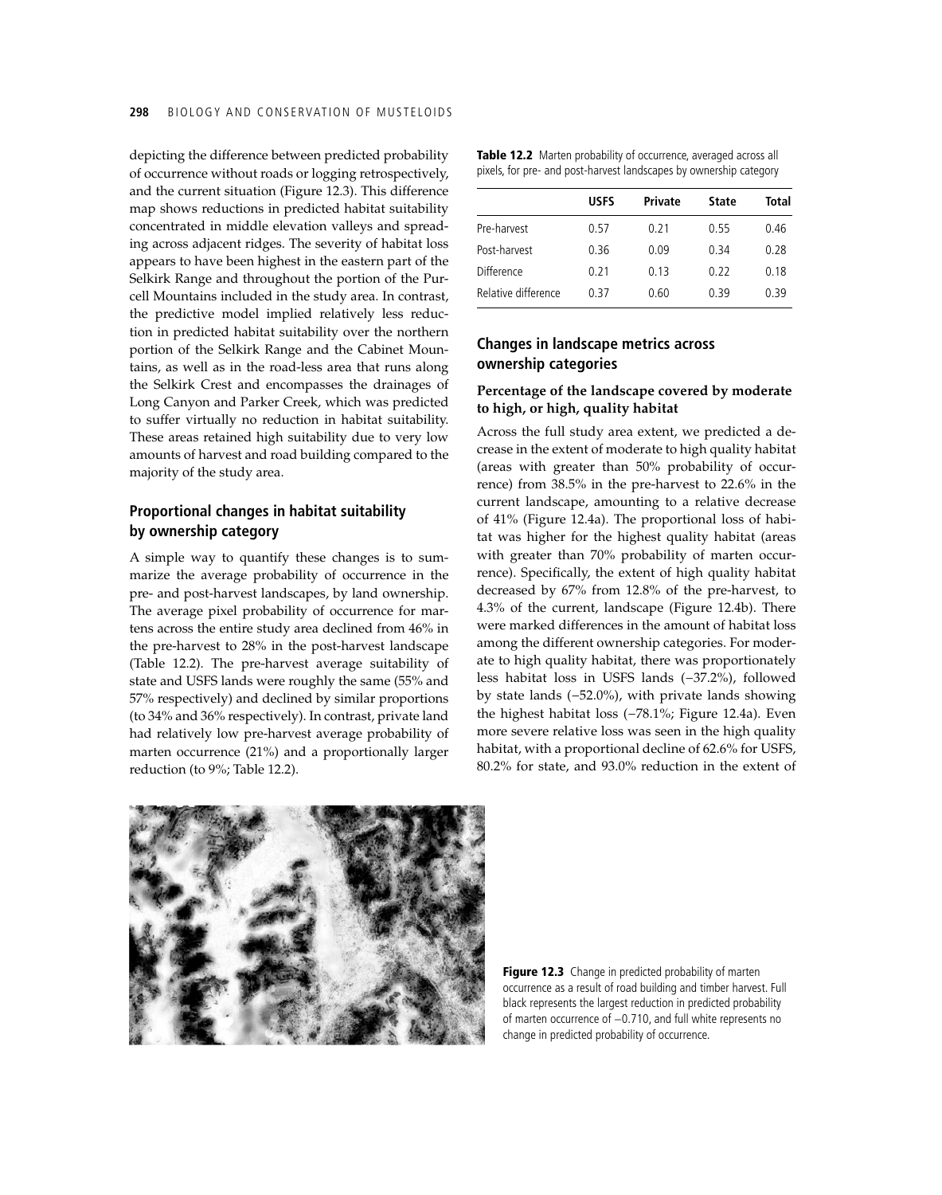depicting the difference between predicted probability of occurrence without roads or logging retrospectively, and the current situation (Figure 12.3). This difference map shows reductions in predicted habitat suitability concentrated in middle elevation valleys and spreading across adjacent ridges. The severity of habitat loss appears to have been highest in the eastern part of the Selkirk Range and throughout the portion of the Purcell Mountains included in the study area. In contrast, the predictive model implied relatively less reduction in predicted habitat suitability over the northern portion of the Selkirk Range and the Cabinet Mountains, as well as in the road-less area that runs along the Selkirk Crest and encompasses the drainages of Long Canyon and Parker Creek, which was predicted to suffer virtually no reduction in habitat suitability. These areas retained high suitability due to very low amounts of harvest and road building compared to the majority of the study area.

## Proportional changes in habitat suitability by ownership category

A simple way to quantify these changes is to summarize the average probability of occurrence in the pre- and post-harvest landscapes, by land ownership. The average pixel probability of occurrence for martens across the entire study area declined from 46% in the pre-harvest to 28% in the post-harvest landscape (Table 12.2). The pre-harvest average suitability of state and USFS lands were roughly the same (55% and 57% respectively) and declined by similar proportions (to 34% and 36% respectively). In contrast, private land had relatively low pre-harvest average probability of marten occurrence (21%) and a proportionally larger reduction (to 9%; Table 12.2).

**Table 12.2** Marten probability of occurrence, averaged across all pixels, for pre- and post-harvest landscapes by ownership category

| | USFS | Private | State | Total |
|---|---|---|---|---|
| Pre-harvest | 0.57 | 0.21 | 0.55 | 0.46 |
| Post-harvest | 0.36 | 0.09 | 0.34 | 0.28 |
| Difference | 0.21 | 0.13 | 0.22 | 0.18 |
| Relative difference | 0.37 | 0.60 | 0.39 | 0.39 |

## Changes in landscape metrics across ownership categories

### Percentage of the landscape covered by moderate to high, or high, quality habitat

Across the full study area extent, we predicted a decrease in the extent of moderate to high quality habitat (areas with greater than 50% probability of occurrence) from 38.5% in the pre-harvest to 22.6% in the current landscape, amounting to a relative decrease of 41% (Figure 12.4a). The proportional loss of habitat was higher for the highest quality habitat (areas with greater than 70% probability of marten occurrence). Specifically, the extent of high quality habitat decreased by 67% from 12.8% of the pre-harvest, to 4.3% of the current, landscape (Figure 12.4b). There were marked differences in the amount of habitat loss among the different ownership categories. For moderate to high quality habitat, there was proportionately less habitat loss in USFS lands (−37.2%), followed by state lands (−52.0%), with private lands showing the highest habitat loss (−78.1%; Figure 12.4a). Even more severe relative loss was seen in the high quality habitat, with a proportional decline of 62.6% for USFS, 80.2% for state, and 93.0% reduction in the extent of

**Figure 12.3** Change in predicted probability of marten occurrence as a result of road building and timber harvest. Full black represents the largest reduction in predicted probability of marten occurrence of −0.710, and full white represents no change in predicted probability of occurrence.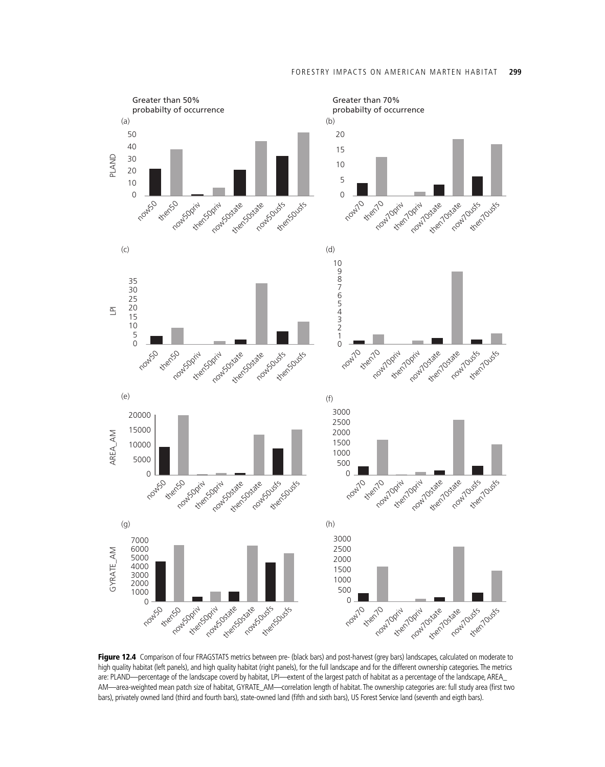Greater than 50% probabilty of occurrence

Greater than 70% probabilty of occurrence

**Figure 12.4** Comparison of four FRAGSTATS metrics between pre- (black bars) and post-harvest (grey bars) landscapes, calculated on moderate to high quality habitat (left panels), and high quality habitat (right panels), for the full landscape and for the different ownership categories. The metrics are: PLAND—percentage of the landscape coverd by habitat, LPI—extent of the largest patch of habitat as a percentage of the landscape, AREA_AM—area-weighted mean patch size of habitat, GYRATE_AM—correlation length of habitat. The ownership categories are: full study area (first two bars), privately owned land (third and fourth bars), state-owned land (fifth and sixth bars), US Forest Service land (seventh and eigth bars).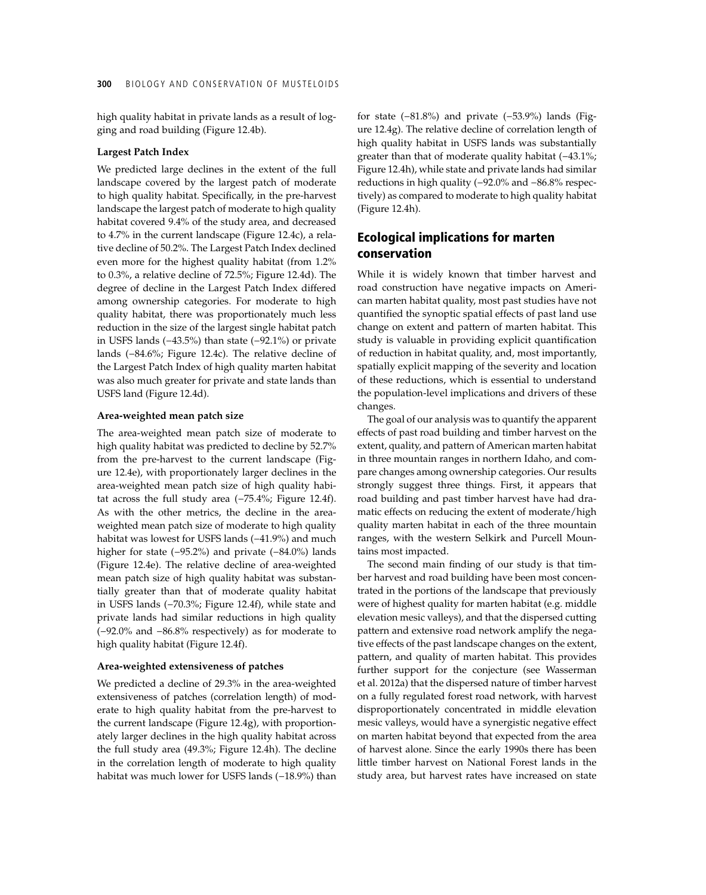high quality habitat in private lands as a result of logging and road building (Figure 12.4b).

#### Largest Patch Index

We predicted large declines in the extent of the full landscape covered by the largest patch of moderate to high quality habitat. Specifically, in the pre-harvest landscape the largest patch of moderate to high quality habitat covered 9.4% of the study area, and decreased to 4.7% in the current landscape (Figure 12.4c), a relative decline of 50.2%. The Largest Patch Index declined even more for the highest quality habitat (from 1.2% to 0.3%, a relative decline of 72.5%; Figure 12.4d). The degree of decline in the Largest Patch Index differed among ownership categories. For moderate to high quality habitat, there was proportionately much less reduction in the size of the largest single habitat patch in USFS lands (−43.5%) than state (−92.1%) or private lands (−84.6%; Figure 12.4c). The relative decline of the Largest Patch Index of high quality marten habitat was also much greater for private and state lands than USFS land (Figure 12.4d).

#### Area-weighted mean patch size

The area-weighted mean patch size of moderate to high quality habitat was predicted to decline by 52.7% from the pre-harvest to the current landscape (Figure 12.4e), with proportionately larger declines in the area-weighted mean patch size of high quality habitat across the full study area (−75.4%; Figure 12.4f). As with the other metrics, the decline in the area-weighted mean patch size of moderate to high quality habitat was lowest for USFS lands (−41.9%) and much higher for state (−95.2%) and private (−84.0%) lands (Figure 12.4e). The relative decline of area-weighted mean patch size of high quality habitat was substantially greater than that of moderate quality habitat in USFS lands (−70.3%; Figure 12.4f), while state and private lands had similar reductions in high quality (−92.0% and −86.8% respectively) as for moderate to high quality habitat (Figure 12.4f).

#### Area-weighted extensiveness of patches

We predicted a decline of 29.3% in the area-weighted extensiveness of patches (correlation length) of moderate to high quality habitat from the pre-harvest to the current landscape (Figure 12.4g), with proportionately larger declines in the high quality habitat across the full study area (49.3%; Figure 12.4h). The decline in the correlation length of moderate to high quality habitat was much lower for USFS lands (−18.9%) than for state (−81.8%) and private (−53.9%) lands (Figure 12.4g). The relative decline of correlation length of high quality habitat in USFS lands was substantially greater than that of moderate quality habitat (−43.1%; Figure 12.4h), while state and private lands had similar reductions in high quality (−92.0% and −86.8% respectively) as compared to moderate to high quality habitat (Figure 12.4h).

## Ecological implications for marten conservation

While it is widely known that timber harvest and road construction have negative impacts on American marten habitat quality, most past studies have not quantified the synoptic spatial effects of past land use change on extent and pattern of marten habitat. This study is valuable in providing explicit quantification of reduction in habitat quality, and, most importantly, spatially explicit mapping of the severity and location of these reductions, which is essential to understand the population-level implications and drivers of these changes.

The goal of our analysis was to quantify the apparent effects of past road building and timber harvest on the extent, quality, and pattern for American marten habitat in three mountain ranges in northern Idaho, and compare changes among ownership categories. Our results strongly suggest three things. First, it appears that road building and past timber harvest have had dramatic effects on reducing the extent of moderate/high quality marten habitat in each of the three mountain ranges, with the western Selkirk and Purcell Mountains most impacted.

The second main finding of our study is that timber harvest and road building have been most concentrated in the portions of the landscape that previously were of highest quality for marten habitat (e.g. middle elevation mesic valleys), and that the dispersed cutting pattern and extensive road network amplify the negative effects of the past landscape changes on the extent, pattern, and quality of marten habitat. This provides further support for the conjecture (see Wasserman et al. 2012a) that the dispersed nature of timber harvest on a fully regulated forest road network, with harvest disproportionately concentrated in middle elevation mesic valleys, would have a synergistic negative effect on marten habitat beyond that expected from the area of harvest alone. Since the early 1990s there has been little timber harvest on National Forest lands in the study area, but harvest rates have increased on state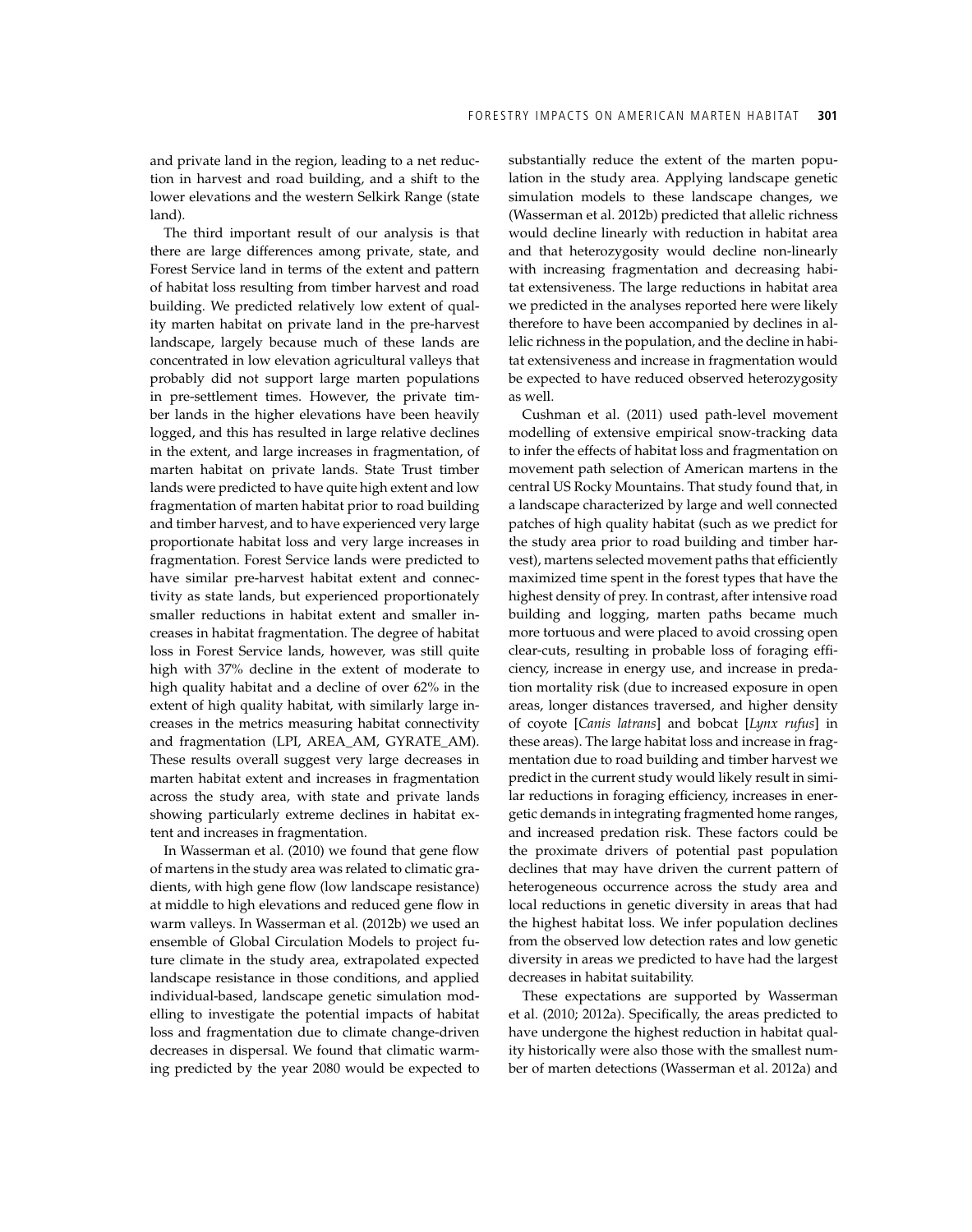and private land in the region, leading to a net reduction in harvest and road building, and a shift to the lower elevations and the western Selkirk Range (state land).

The third important result of our analysis is that there are large differences among private, state, and Forest Service land in terms of the extent and pattern of habitat loss resulting from timber harvest and road building. We predicted relatively low extent of quality marten habitat on private land in the pre-harvest landscape, largely because much of these lands are concentrated in low elevation agricultural valleys that probably did not support large marten populations in pre-settlement times. However, the private timber lands in the higher elevations have been heavily logged, and this has resulted in large relative declines in the extent, and large increases in fragmentation, of marten habitat on private lands. State Trust timber lands were predicted to have quite high extent and low fragmentation of marten habitat prior to road building and timber harvest, and to have experienced very large proportionate habitat loss and very large increases in fragmentation. Forest Service lands were predicted to have similar pre-harvest habitat extent and connectivity as state lands, but experienced proportionately smaller reductions in habitat extent and smaller increases in habitat fragmentation. The degree of habitat loss in Forest Service lands, however, was still quite high with 37% decline in the extent of moderate to high quality habitat and a decline of over 62% in the extent of high quality habitat, with similarly large increases in the metrics measuring habitat connectivity and fragmentation (LPI, AREA_AM, GYRATE_AM). These results overall suggest very large decreases in marten habitat extent and increases in fragmentation across the study area, with state and private lands showing particularly extreme declines in habitat extent and increases in fragmentation.

In Wasserman et al. (2010) we found that gene flow of martens in the study area was related to climatic gradients, with high gene flow (low landscape resistance) at middle to high elevations and reduced gene flow in warm valleys. In Wasserman et al. (2012b) we used an ensemble of Global Circulation Models to project future climate in the study area, extrapolated expected landscape resistance in those conditions, and applied individual-based, landscape genetic simulation modelling to investigate the potential impacts of habitat loss and fragmentation due to climate change-driven decreases in dispersal. We found that climatic warming predicted by the year 2080 would be expected to substantially reduce the extent of the marten population in the study area. Applying landscape genetic simulation models to these landscape changes, we (Wasserman et al. 2012b) predicted that allelic richness would decline linearly with reduction in habitat area and that heterozygosity would decline non-linearly with increasing fragmentation and decreasing habitat extensiveness. The large reductions in habitat area we predicted in the analyses reported here were likely therefore to have been accompanied by declines in allelic richness in the population, and the decline in habitat extensiveness and increase in fragmentation would be expected to have reduced observed heterozygosity as well.

Cushman et al. (2011) used path-level movement modelling of extensive empirical snow-tracking data to infer the effects of habitat loss and fragmentation on movement path selection of American martens in the central US Rocky Mountains. That study found that, in a landscape characterized by large and well connected patches of high quality habitat (such as we predict for the study area prior to road building and timber harvest), martens selected movement paths that efficiently maximized time spent in the forest types that have the highest density of prey. In contrast, after intensive road building and logging, marten paths became much more tortuous and were placed to avoid crossing open clear-cuts, resulting in probable loss of foraging efficiency, increase in energy use, and increase in predation mortality risk (due to increased exposure in open areas, longer distances traversed, and higher density of coyote [*Canis latrans*] and bobcat [*Lynx rufus*] in these areas). The large habitat loss and increase in fragmentation due to road building and timber harvest we predict in the current study would likely result in similar reductions in foraging efficiency, increases in energetic demands in integrating fragmented home ranges, and increased predation risk. These factors could be the proximate drivers of potential past population declines that may have driven the current pattern of heterogeneous occurrence across the study area and local reductions in genetic diversity in areas that had the highest habitat loss. We infer population declines from the observed low detection rates and low genetic diversity in areas we predicted to have had the largest decreases in habitat suitability.

These expectations are supported by Wasserman et al. (2010; 2012a). Specifically, the areas predicted to have undergone the highest reduction in habitat quality historically were also those with the smallest number of marten detections (Wasserman et al. 2012a) and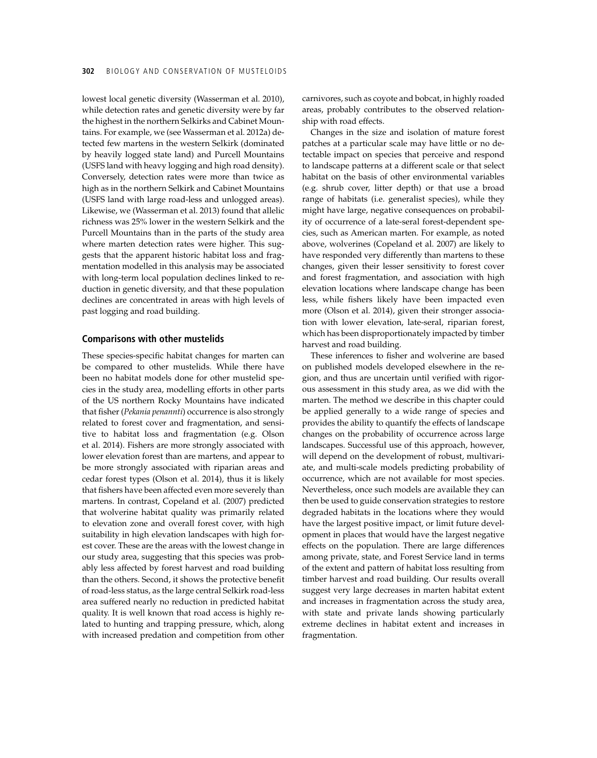lowest local genetic diversity (Wasserman et al. 2010), while detection rates and genetic diversity were by far the highest in the northern Selkirks and Cabinet Mountains. For example, we (see Wasserman et al. 2012a) detected few martens in the western Selkirk (dominated by heavily logged state land) and Purcell Mountains (USFS land with heavy logging and high road density). Conversely, detection rates were more than twice as high as in the northern Selkirk and Cabinet Mountains (USFS land with large road-less and unlogged areas). Likewise, we (Wasserman et al. 2013) found that allelic richness was 25% lower in the western Selkirk and the Purcell Mountains than in the parts of the study area where marten detection rates were higher. This suggests that the apparent historic habitat loss and fragmentation modelled in this analysis may be associated with long-term local population declines linked to reduction in genetic diversity, and that these population declines are concentrated in areas with high levels of past logging and road building.

## Comparisons with other mustelids

These species-specific habitat changes for marten can be compared to other mustelids. While there have been no habitat models done for other mustelid species in the study area, modelling efforts in other parts of the US northern Rocky Mountains have indicated that fisher (*Pekania penannti*) occurrence is also strongly related to forest cover and fragmentation, and sensitive to habitat loss and fragmentation (e.g. Olson et al. 2014). Fishers are more strongly associated with lower elevation forest than are martens, and appear to be more strongly associated with riparian areas and cedar forest types (Olson et al. 2014), thus it is likely that fishers have been affected even more severely than martens. In contrast, Copeland et al. (2007) predicted that wolverine habitat quality was primarily related to elevation zone and overall forest cover, with high suitability in high elevation landscapes with high forest cover. These are the areas with the lowest change in our study area, suggesting that this species was probably less affected by forest harvest and road building than the others. Second, it shows the protective benefit of road-less status, as the large central Selkirk road-less area suffered nearly no reduction in predicted habitat quality. It is well known that road access is highly related to hunting and trapping pressure, which, along with increased predation and competition from other carnivores, such as coyote and bobcat, in highly roaded areas, probably contributes to the observed relationship with road effects.

Changes in the size and isolation of mature forest patches at a particular scale may have little or no detectable impact on species that perceive and respond to landscape patterns at a different scale or that select habitat on the basis of other environmental variables (e.g. shrub cover, litter depth) or that use a broad range of habitats (i.e. generalist species), while they might have large, negative consequences on probability of occurrence of a late-seral forest-dependent species, such as American marten. For example, as noted above, wolverines (Copeland et al. 2007) are likely to have responded very differently than martens to these changes, given their lesser sensitivity to forest cover and forest fragmentation, and association with high elevation locations where landscape change has been less, while fishers likely have been impacted even more (Olson et al. 2014), given their stronger association with lower elevation, late-seral, riparian forest, which has been disproportionately impacted by timber harvest and road building.

These inferences to fisher and wolverine are based on published models developed elsewhere in the region, and thus are uncertain until verified with rigorous assessment in this study area, as we did with the marten. The method we describe in this chapter could be applied generally to a wide range of species and provides the ability to quantify the effects of landscape changes on the probability of occurrence across large landscapes. Successful use of this approach, however, will depend on the development of robust, multivariate, and multi-scale models predicting probability of occurrence, which are not available for most species. Nevertheless, once such models are available they can then be used to guide conservation strategies to restore degraded habitats in the locations where they would have the largest positive impact, or limit future development in places that would have the largest negative effects on the population. There are large differences among private, state, and Forest Service land in terms of the extent and pattern of habitat loss resulting from timber harvest and road building. Our results overall suggest very large decreases in marten habitat extent and increases in fragmentation across the study area, with state and private lands showing particularly extreme declines in habitat extent and increases in fragmentation.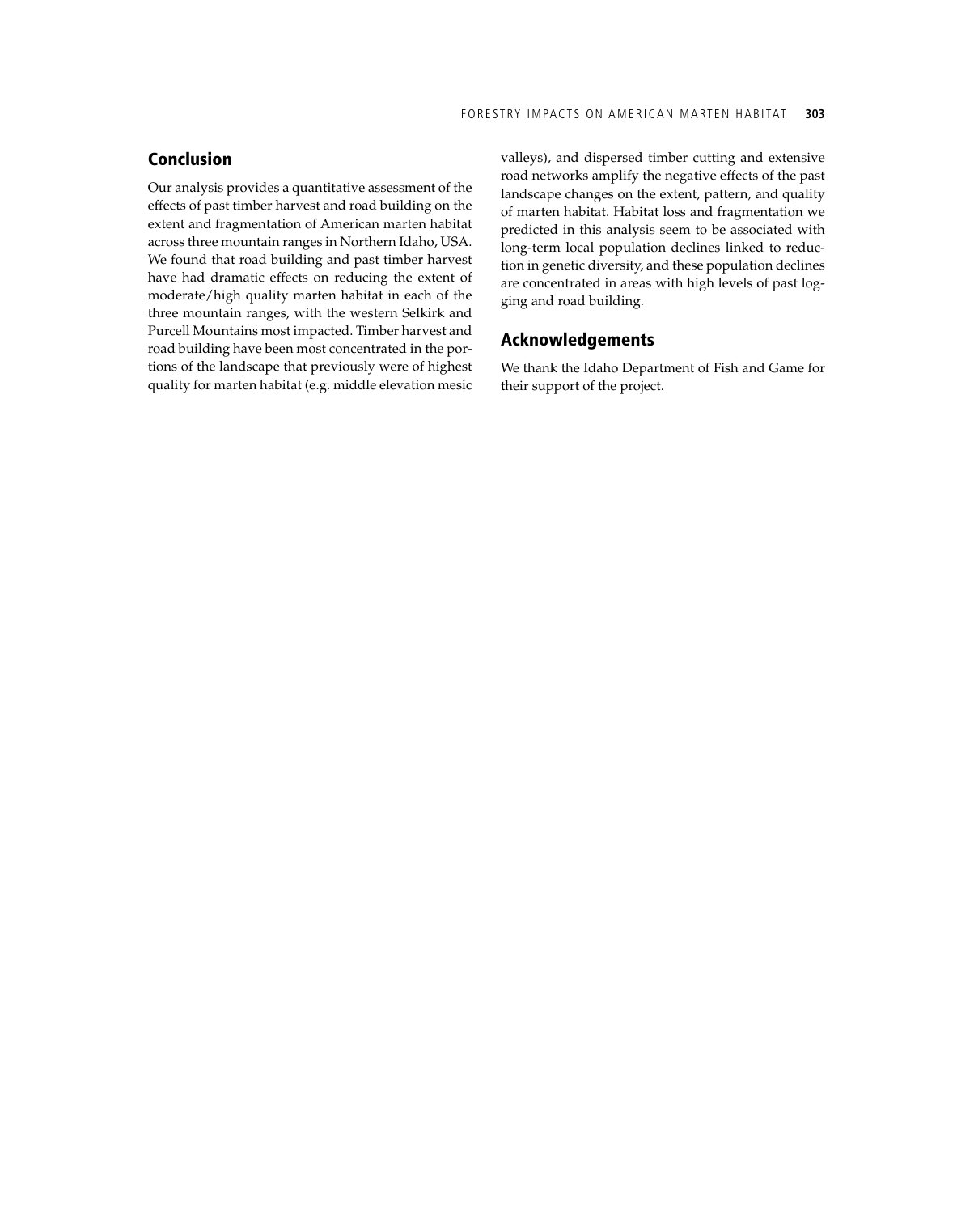## Conclusion

Our analysis provides a quantitative assessment of the effects of past timber harvest and road building on the extent and fragmentation of American marten habitat across three mountain ranges in Northern Idaho, USA. We found that road building and past timber harvest have had dramatic effects on reducing the extent of moderate/high quality marten habitat in each of the three mountain ranges, with the western Selkirk and Purcell Mountains most impacted. Timber harvest and road building have been most concentrated in the portions of the landscape that previously were of highest quality for marten habitat (e.g. middle elevation mesic valleys), and dispersed timber cutting and extensive road networks amplify the negative effects of the past landscape changes on the extent, pattern, and quality of marten habitat. Habitat loss and fragmentation we predicted in this analysis seem to be associated with long-term local population declines linked to reduction in genetic diversity, and these population declines are concentrated in areas with high levels of past logging and road building.

## Acknowledgements

We thank the Idaho Department of Fish and Game for their support of the project.